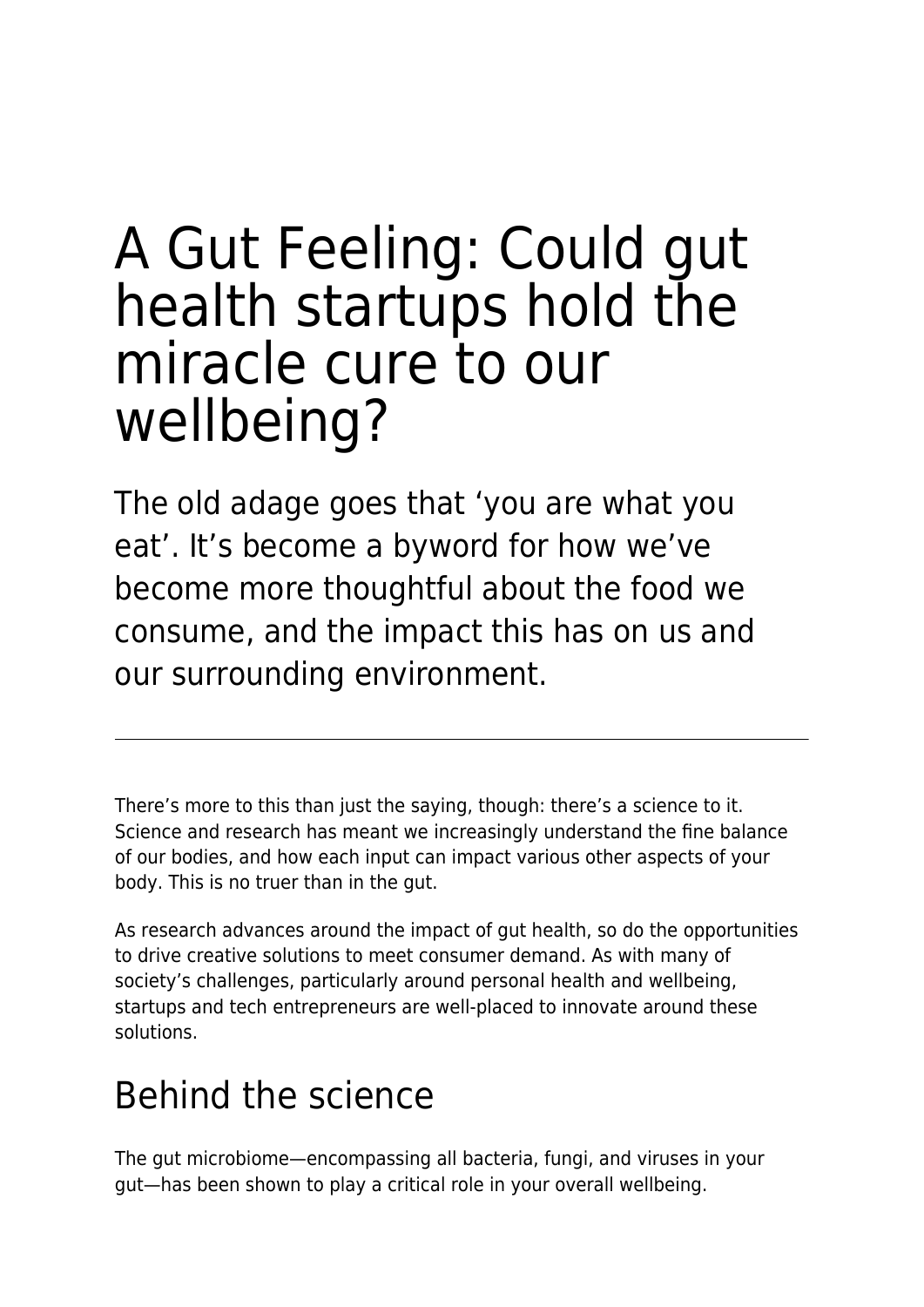# A Gut Feeling: Could gut health startups hold the miracle cure to our wellbeing?

The old adage goes that 'you are what you eat'. It's become a byword for how we've become more thoughtful about the food we consume, and the impact this has on us and our surrounding environment.

---

There's more to this than just the saying, though: there's a science to it. Science and research has meant we increasingly understand the fine balance of our bodies, and how each input can impact various other aspects of your body. This is no truer than in the gut.

As research advances around the impact of gut health, so do the opportunities to drive creative solutions to meet consumer demand. As with many of society's challenges, particularly around personal health and wellbeing, startups and tech entrepreneurs are well-placed to innovate around these solutions.

## Behind the science

The gut microbiome—encompassing all bacteria, fungi, and viruses in your gut—has been shown to play a critical role in your overall wellbeing.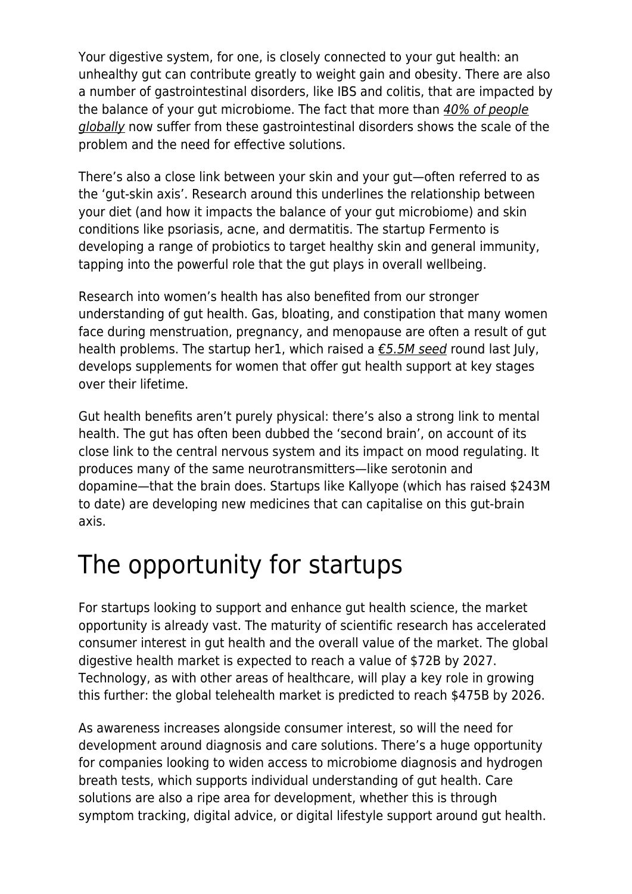Your digestive system, for one, is closely connected to your gut health: an unhealthy gut can contribute greatly to weight gain and obesity. There are also a number of gastrointestinal disorders, like IBS and colitis, that are impacted by the balance of your gut microbiome. The fact that more than *40% of people globally* now suffer from these gastrointestinal disorders shows the scale of the problem and the need for effective solutions.

There's also a close link between your skin and your gut—often referred to as the 'gut-skin axis'. Research around this underlines the relationship between your diet (and how it impacts the balance of your gut microbiome) and skin conditions like psoriasis, acne, and dermatitis. The startup Fermento is developing a range of probiotics to target healthy skin and general immunity, tapping into the powerful role that the gut plays in overall wellbeing.

Research into women's health has also benefited from our stronger understanding of gut health. Gas, bloating, and constipation that many women face during menstruation, pregnancy, and menopause are often a result of gut health problems. The startup her1, which raised a *€5.5M seed* round last July, develops supplements for women that offer gut health support at key stages over their lifetime.

Gut health benefits aren't purely physical: there's also a strong link to mental health. The gut has often been dubbed the 'second brain', on account of its close link to the central nervous system and its impact on mood regulating. It produces many of the same neurotransmitters—like serotonin and dopamine—that the brain does. Startups like Kallyope (which has raised $243M to date) are developing new medicines that can capitalise on this gut-brain axis.

# The opportunity for startups

For startups looking to support and enhance gut health science, the market opportunity is already vast. The maturity of scientific research has accelerated consumer interest in gut health and the overall value of the market. The global digestive health market is expected to reach a value of $72B by 2027. Technology, as with other areas of healthcare, will play a key role in growing this further: the global telehealth market is predicted to reach $475B by 2026.

As awareness increases alongside consumer interest, so will the need for development around diagnosis and care solutions. There's a huge opportunity for companies looking to widen access to microbiome diagnosis and hydrogen breath tests, which supports individual understanding of gut health. Care solutions are also a ripe area for development, whether this is through symptom tracking, digital advice, or digital lifestyle support around gut health.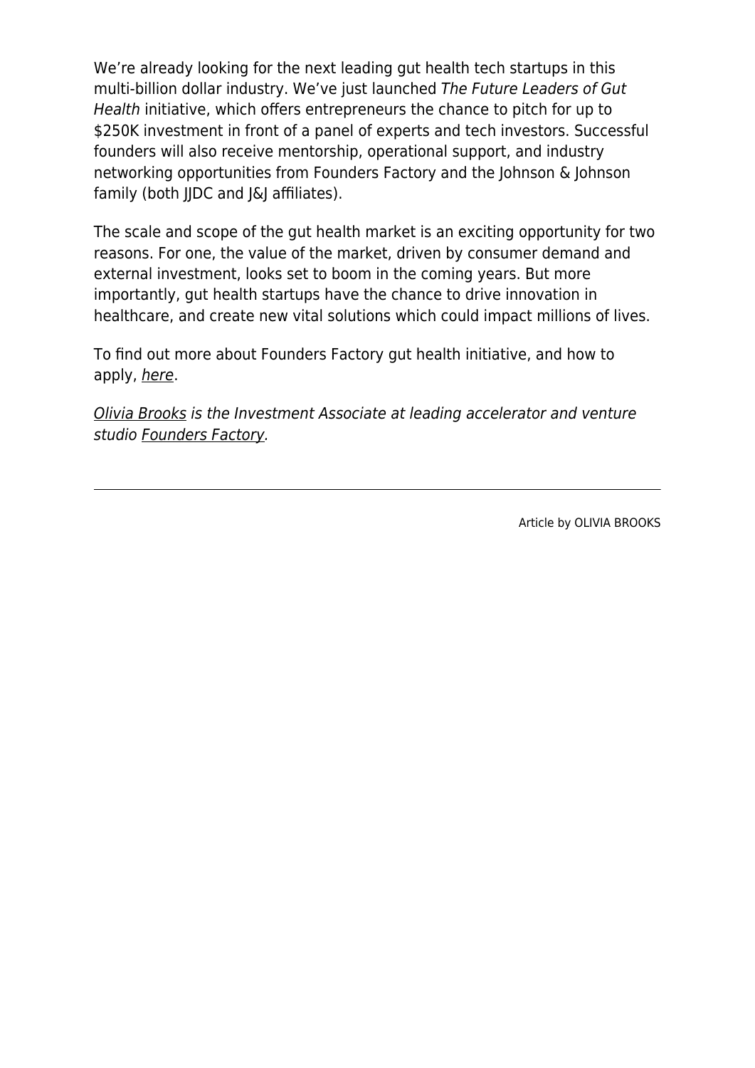We're already looking for the next leading gut health tech startups in this multi-billion dollar industry. We've just launched *The Future Leaders of Gut Health* initiative, which offers entrepreneurs the chance to pitch for up to $250K investment in front of a panel of experts and tech investors. Successful founders will also receive mentorship, operational support, and industry networking opportunities from Founders Factory and the Johnson & Johnson family (both JJDC and J&J affiliates).

The scale and scope of the gut health market is an exciting opportunity for two reasons. For one, the value of the market, driven by consumer demand and external investment, looks set to boom in the coming years. But more importantly, gut health startups have the chance to drive innovation in healthcare, and create new vital solutions which could impact millions of lives.

To find out more about Founders Factory gut health initiative, and how to apply, *here*.

*Olivia Brooks is the Investment Associate at leading accelerator and venture studio Founders Factory.*

---

Article by OLIVIA BROOKS